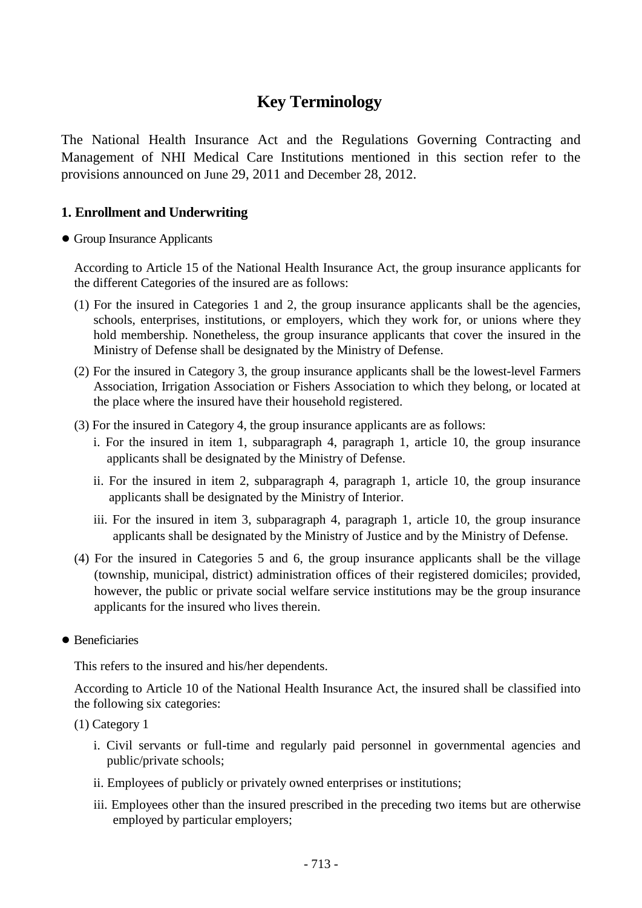# Key Terminology

The National Health Insurance Act and the Regulations Governing Contracting and Management of NHI Medical Care Institutions mentioned in this section refer to the provisions announced on June 29, 2011 and December 28, 2012.

## 1. Enrollment and Underwriting

- Group Insurance Applicants

According to Article 15 of the National Health Insurance Act, the group insurance applicants for the different Categories of the insured are as follows:

(1) For the insured in Categories 1 and 2, the group insurance applicants shall be the agencies, schools, enterprises, institutions, or employers, which they work for, or unions where they hold membership. Nonetheless, the group insurance applicants that cover the insured in the Ministry of Defense shall be designated by the Ministry of Defense.

(2) For the insured in Category 3, the group insurance applicants shall be the lowest-level Farmers Association, Irrigation Association or Fishers Association to which they belong, or located at the place where the insured have their household registered.

(3) For the insured in Category 4, the group insurance applicants are as follows:

i. For the insured in item 1, subparagraph 4, paragraph 1, article 10, the group insurance applicants shall be designated by the Ministry of Defense.

ii. For the insured in item 2, subparagraph 4, paragraph 1, article 10, the group insurance applicants shall be designated by the Ministry of Interior.

iii. For the insured in item 3, subparagraph 4, paragraph 1, article 10, the group insurance applicants shall be designated by the Ministry of Justice and by the Ministry of Defense.

(4) For the insured in Categories 5 and 6, the group insurance applicants shall be the village (township, municipal, district) administration offices of their registered domiciles; provided, however, the public or private social welfare service institutions may be the group insurance applicants for the insured who lives therein.

- Beneficiaries

This refers to the insured and his/her dependents.

According to Article 10 of the National Health Insurance Act, the insured shall be classified into the following six categories:

(1) Category 1

i. Civil servants or full-time and regularly paid personnel in governmental agencies and public/private schools;

ii. Employees of publicly or privately owned enterprises or institutions;

iii. Employees other than the insured prescribed in the preceding two items but are otherwise employed by particular employers;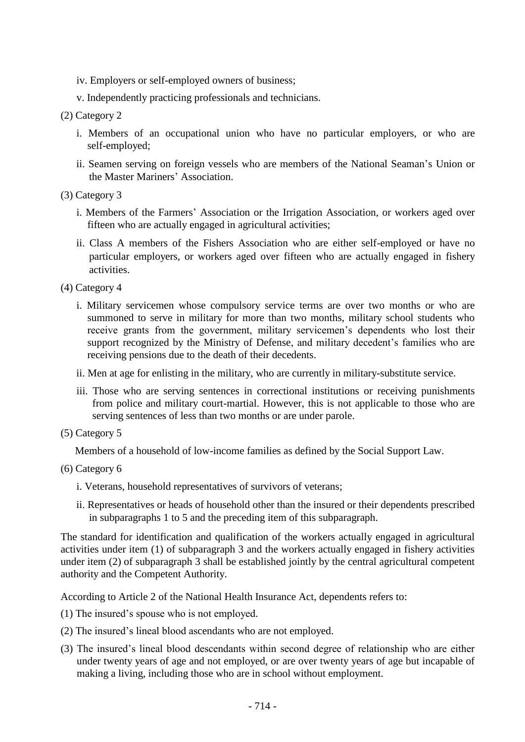iv. Employers or self-employed owners of business;

v. Independently practicing professionals and technicians.

(2) Category 2

i. Members of an occupational union who have no particular employers, or who are self-employed;

ii. Seamen serving on foreign vessels who are members of the National Seaman's Union or the Master Mariners' Association.

(3) Category 3

i. Members of the Farmers' Association or the Irrigation Association, or workers aged over fifteen who are actually engaged in agricultural activities;

ii. Class A members of the Fishers Association who are either self-employed or have no particular employers, or workers aged over fifteen who are actually engaged in fishery activities.

(4) Category 4

i. Military servicemen whose compulsory service terms are over two months or who are summoned to serve in military for more than two months, military school students who receive grants from the government, military servicemen's dependents who lost their support recognized by the Ministry of Defense, and military decedent's families who are receiving pensions due to the death of their decedents.

ii. Men at age for enlisting in the military, who are currently in military-substitute service.

iii. Those who are serving sentences in correctional institutions or receiving punishments from police and military court-martial. However, this is not applicable to those who are serving sentences of less than two months or are under parole.

(5) Category 5

Members of a household of low-income families as defined by the Social Support Law.

(6) Category 6

i. Veterans, household representatives of survivors of veterans;

ii. Representatives or heads of household other than the insured or their dependents prescribed in subparagraphs 1 to 5 and the preceding item of this subparagraph.

The standard for identification and qualification of the workers actually engaged in agricultural activities under item (1) of subparagraph 3 and the workers actually engaged in fishery activities under item (2) of subparagraph 3 shall be established jointly by the central agricultural competent authority and the Competent Authority.

According to Article 2 of the National Health Insurance Act, dependents refers to:

(1) The insured's spouse who is not employed.

(2) The insured's lineal blood ascendants who are not employed.

(3) The insured's lineal blood descendants within second degree of relationship who are either under twenty years of age and not employed, or are over twenty years of age but incapable of making a living, including those who are in school without employment.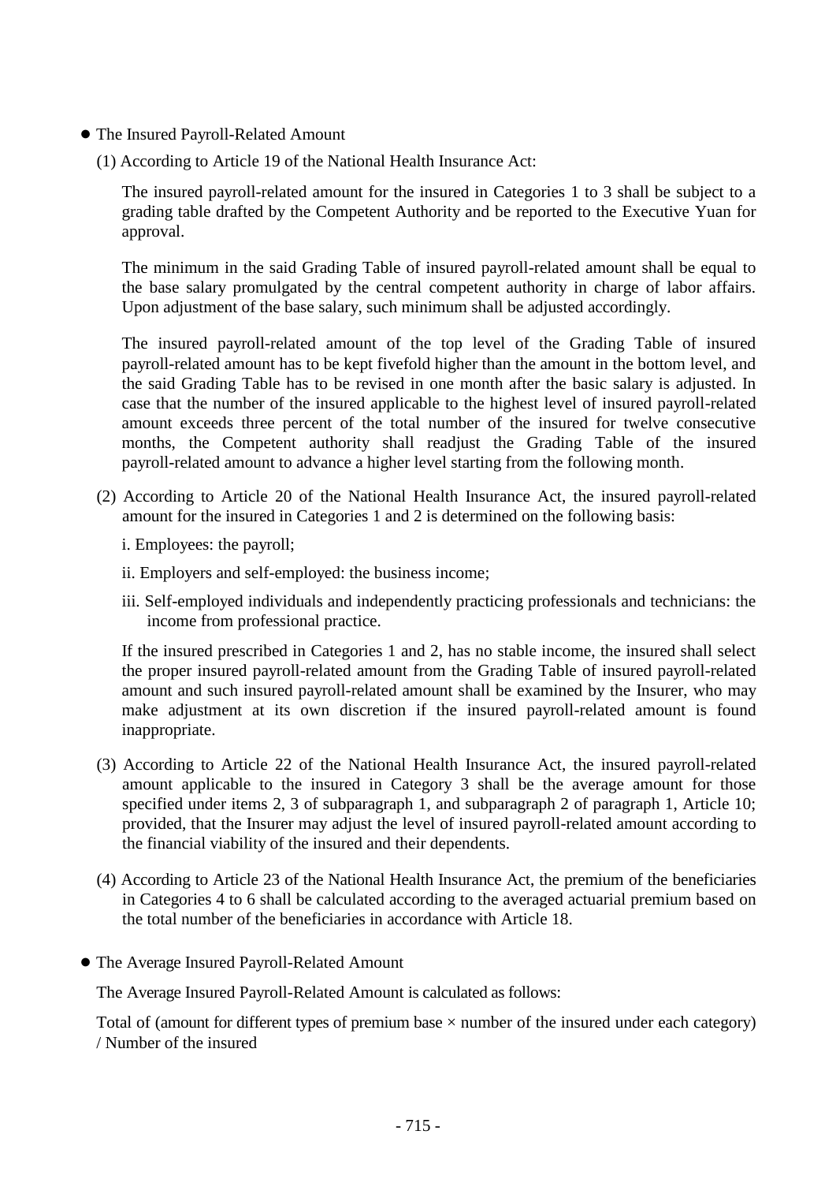- The Insured Payroll-Related Amount

  (1) According to Article 19 of the National Health Insurance Act:

  The insured payroll-related amount for the insured in Categories 1 to 3 shall be subject to a grading table drafted by the Competent Authority and be reported to the Executive Yuan for approval.

  The minimum in the said Grading Table of insured payroll-related amount shall be equal to the base salary promulgated by the central competent authority in charge of labor affairs. Upon adjustment of the base salary, such minimum shall be adjusted accordingly.

  The insured payroll-related amount of the top level of the Grading Table of insured payroll-related amount has to be kept fivefold higher than the amount in the bottom level, and the said Grading Table has to be revised in one month after the basic salary is adjusted. In case that the number of the insured applicable to the highest level of insured payroll-related amount exceeds three percent of the total number of the insured for twelve consecutive months, the Competent authority shall readjust the Grading Table of the insured payroll-related amount to advance a higher level starting from the following month.

  (2) According to Article 20 of the National Health Insurance Act, the insured payroll-related amount for the insured in Categories 1 and 2 is determined on the following basis:

  i. Employees: the payroll;

  ii. Employers and self-employed: the business income;

  iii. Self-employed individuals and independently practicing professionals and technicians: the income from professional practice.

  If the insured prescribed in Categories 1 and 2, has no stable income, the insured shall select the proper insured payroll-related amount from the Grading Table of insured payroll-related amount and such insured payroll-related amount shall be examined by the Insurer, who may make adjustment at its own discretion if the insured payroll-related amount is found inappropriate.

  (3) According to Article 22 of the National Health Insurance Act, the insured payroll-related amount applicable to the insured in Category 3 shall be the average amount for those specified under items 2, 3 of subparagraph 1, and subparagraph 2 of paragraph 1, Article 10; provided, that the Insurer may adjust the level of insured payroll-related amount according to the financial viability of the insured and their dependents.

  (4) According to Article 23 of the National Health Insurance Act, the premium of the beneficiaries in Categories 4 to 6 shall be calculated according to the averaged actuarial premium based on the total number of the beneficiaries in accordance with Article 18.

- The Average Insured Payroll-Related Amount

  The Average Insured Payroll-Related Amount is calculated as follows:

  Total of (amount for different types of premium base × number of the insured under each category) / Number of the insured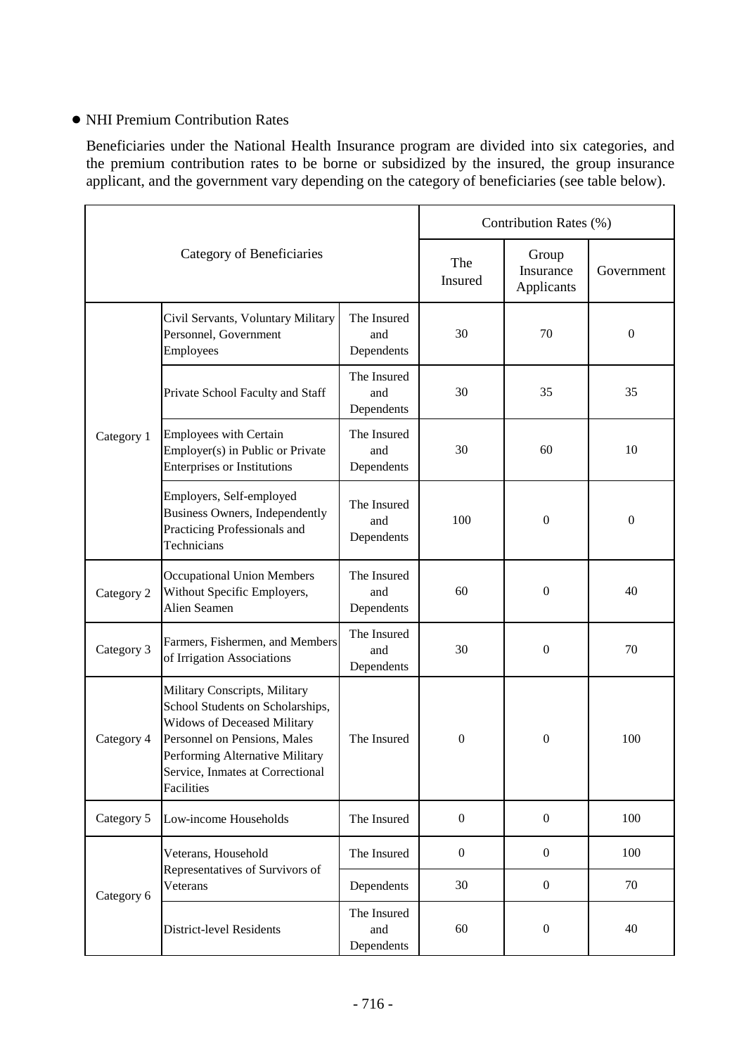- NHI Premium Contribution Rates

Beneficiaries under the National Health Insurance program are divided into six categories, and the premium contribution rates to be borne or subsidized by the insured, the group insurance applicant, and the government vary depending on the category of beneficiaries (see table below).

| Category of Beneficiaries | | | Contribution Rates (%) | | |
|---|---|---|---|---|---|
| | | | The Insured | Group Insurance Applicants | Government |
| Category 1 | Civil Servants, Voluntary Military Personnel, Government Employees | The Insured and Dependents | 30 | 70 | 0 |
| | Private School Faculty and Staff | The Insured and Dependents | 30 | 35 | 35 |
| | Employees with Certain Employer(s) in Public or Private Enterprises or Institutions | The Insured and Dependents | 30 | 60 | 10 |
| | Employers, Self-employed Business Owners, Independently Practicing Professionals and Technicians | The Insured and Dependents | 100 | 0 | 0 |
| Category 2 | Occupational Union Members Without Specific Employers, Alien Seamen | The Insured and Dependents | 60 | 0 | 40 |
| Category 3 | Farmers, Fishermen, and Members of Irrigation Associations | The Insured and Dependents | 30 | 0 | 70 |
| Category 4 | Military Conscripts, Military School Students on Scholarships, Widows of Deceased Military Personnel on Pensions, Males Performing Alternative Military Service, Inmates at Correctional Facilities | The Insured | 0 | 0 | 100 |
| Category 5 | Low-income Households | The Insured | 0 | 0 | 100 |
| Category 6 | Veterans, Household Representatives of Survivors of Veterans | The Insured | 0 | 0 | 100 |
| | | Dependents | 30 | 0 | 70 |
| | District-level Residents | The Insured and Dependents | 60 | 0 | 40 |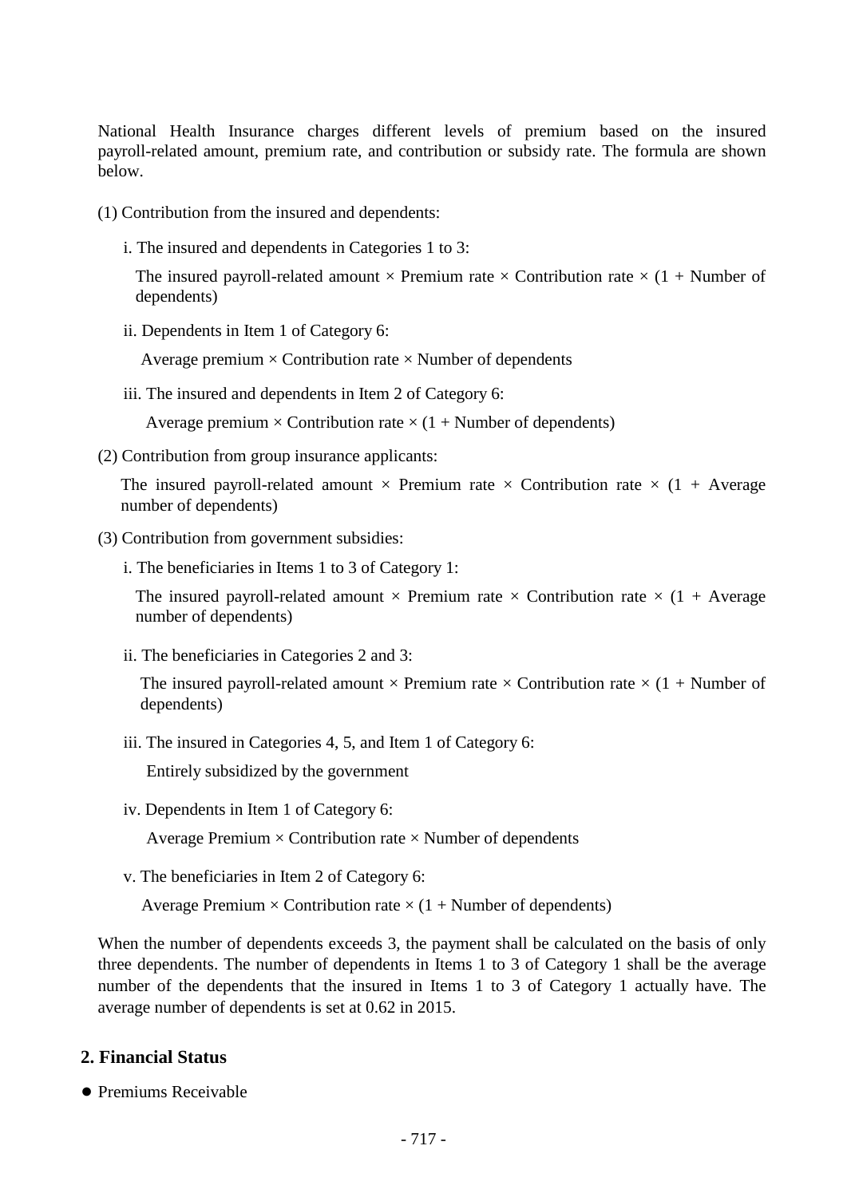National Health Insurance charges different levels of premium based on the insured payroll-related amount, premium rate, and contribution or subsidy rate. The formula are shown below.

(1) Contribution from the insured and dependents:

i. The insured and dependents in Categories 1 to 3:

The insured payroll-related amount × Premium rate × Contribution rate × (1 + Number of dependents)

ii. Dependents in Item 1 of Category 6:

Average premium × Contribution rate × Number of dependents

iii. The insured and dependents in Item 2 of Category 6:

Average premium × Contribution rate × (1 + Number of dependents)

(2) Contribution from group insurance applicants:

The insured payroll-related amount × Premium rate × Contribution rate × (1 + Average number of dependents)

(3) Contribution from government subsidies:

i. The beneficiaries in Items 1 to 3 of Category 1:

The insured payroll-related amount × Premium rate × Contribution rate × (1 + Average number of dependents)

ii. The beneficiaries in Categories 2 and 3:

The insured payroll-related amount × Premium rate × Contribution rate × (1 + Number of dependents)

iii. The insured in Categories 4, 5, and Item 1 of Category 6:

Entirely subsidized by the government

iv. Dependents in Item 1 of Category 6:

Average Premium × Contribution rate × Number of dependents

v. The beneficiaries in Item 2 of Category 6:

Average Premium × Contribution rate × (1 + Number of dependents)

When the number of dependents exceeds 3, the payment shall be calculated on the basis of only three dependents. The number of dependents in Items 1 to 3 of Category 1 shall be the average number of the dependents that the insured in Items 1 to 3 of Category 1 actually have. The average number of dependents is set at 0.62 in 2015.

## 2. Financial Status

- Premiums Receivable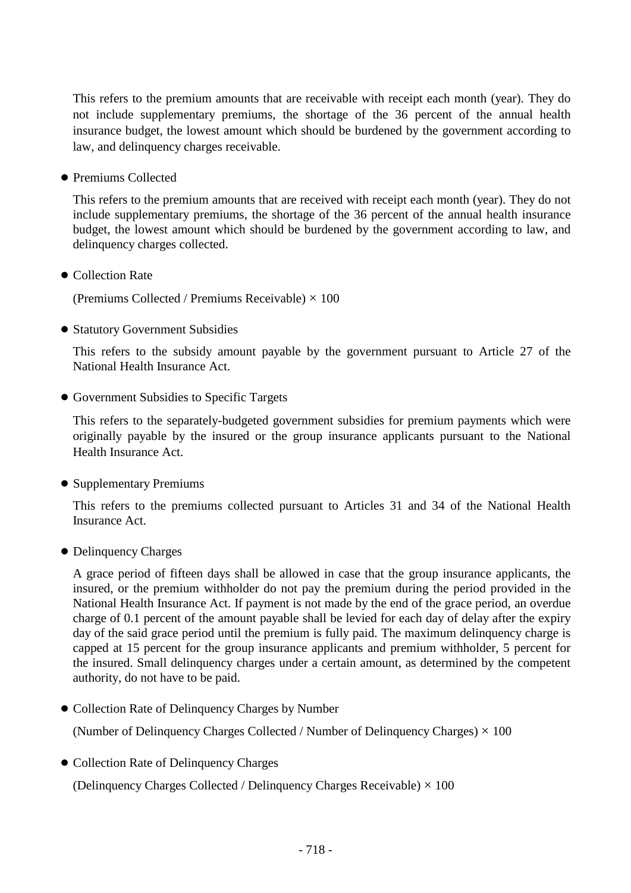This refers to the premium amounts that are receivable with receipt each month (year). They do not include supplementary premiums, the shortage of the 36 percent of the annual health insurance budget, the lowest amount which should be burdened by the government according to law, and delinquency charges receivable.

- Premiums Collected

  This refers to the premium amounts that are received with receipt each month (year). They do not include supplementary premiums, the shortage of the 36 percent of the annual health insurance budget, the lowest amount which should be burdened by the government according to law, and delinquency charges collected.

- Collection Rate

  (Premiums Collected / Premiums Receivable) × 100

- Statutory Government Subsidies

  This refers to the subsidy amount payable by the government pursuant to Article 27 of the National Health Insurance Act.

- Government Subsidies to Specific Targets

  This refers to the separately-budgeted government subsidies for premium payments which were originally payable by the insured or the group insurance applicants pursuant to the National Health Insurance Act.

- Supplementary Premiums

  This refers to the premiums collected pursuant to Articles 31 and 34 of the National Health Insurance Act.

- Delinquency Charges

  A grace period of fifteen days shall be allowed in case that the group insurance applicants, the insured, or the premium withholder do not pay the premium during the period provided in the National Health Insurance Act. If payment is not made by the end of the grace period, an overdue charge of 0.1 percent of the amount payable shall be levied for each day of delay after the expiry day of the said grace period until the premium is fully paid. The maximum delinquency charge is capped at 15 percent for the group insurance applicants and premium withholder, 5 percent for the insured. Small delinquency charges under a certain amount, as determined by the competent authority, do not have to be paid.

- Collection Rate of Delinquency Charges by Number

  (Number of Delinquency Charges Collected / Number of Delinquency Charges) × 100

- Collection Rate of Delinquency Charges

  (Delinquency Charges Collected / Delinquency Charges Receivable) × 100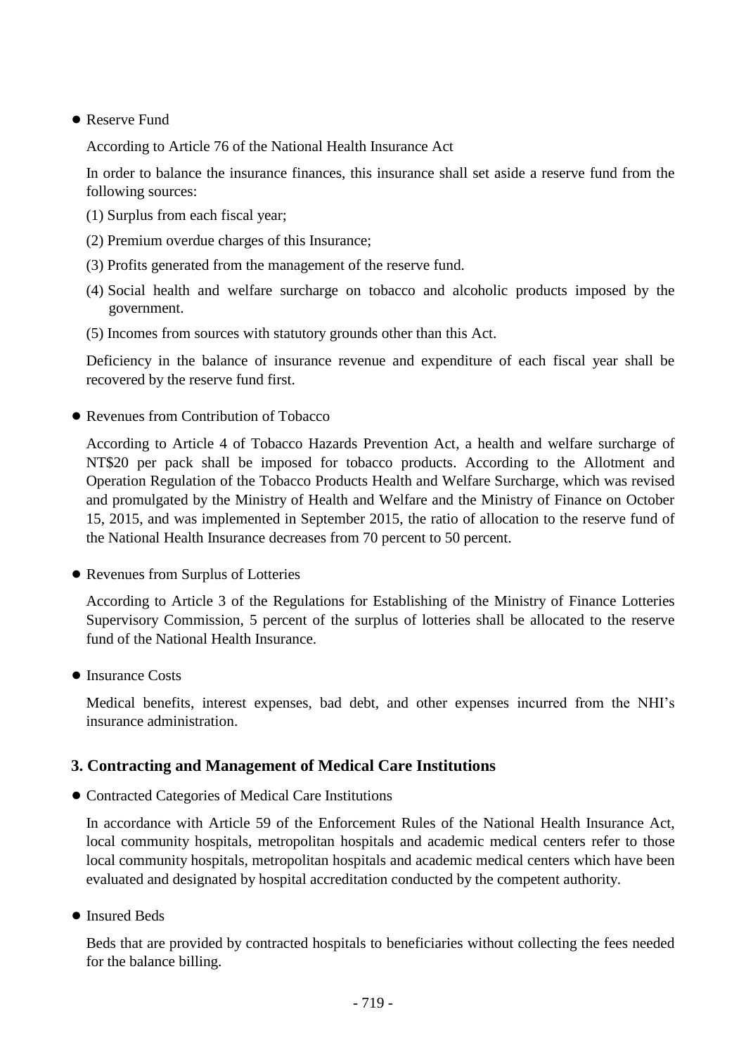- Reserve Fund

  According to Article 76 of the National Health Insurance Act

  In order to balance the insurance finances, this insurance shall set aside a reserve fund from the following sources:

  (1) Surplus from each fiscal year;

  (2) Premium overdue charges of this Insurance;

  (3) Profits generated from the management of the reserve fund.

  (4) Social health and welfare surcharge on tobacco and alcoholic products imposed by the government.

  (5) Incomes from sources with statutory grounds other than this Act.

  Deficiency in the balance of insurance revenue and expenditure of each fiscal year shall be recovered by the reserve fund first.

- Revenues from Contribution of Tobacco

  According to Article 4 of Tobacco Hazards Prevention Act, a health and welfare surcharge of NT$20 per pack shall be imposed for tobacco products. According to the Allotment and Operation Regulation of the Tobacco Products Health and Welfare Surcharge, which was revised and promulgated by the Ministry of Health and Welfare and the Ministry of Finance on October 15, 2015, and was implemented in September 2015, the ratio of allocation to the reserve fund of the National Health Insurance decreases from 70 percent to 50 percent.

- Revenues from Surplus of Lotteries

  According to Article 3 of the Regulations for Establishing of the Ministry of Finance Lotteries Supervisory Commission, 5 percent of the surplus of lotteries shall be allocated to the reserve fund of the National Health Insurance.

- Insurance Costs

  Medical benefits, interest expenses, bad debt, and other expenses incurred from the NHI's insurance administration.

### 3. Contracting and Management of Medical Care Institutions

- Contracted Categories of Medical Care Institutions

  In accordance with Article 59 of the Enforcement Rules of the National Health Insurance Act, local community hospitals, metropolitan hospitals and academic medical centers refer to those local community hospitals, metropolitan hospitals and academic medical centers which have been evaluated and designated by hospital accreditation conducted by the competent authority.

- Insured Beds

  Beds that are provided by contracted hospitals to beneficiaries without collecting the fees needed for the balance billing.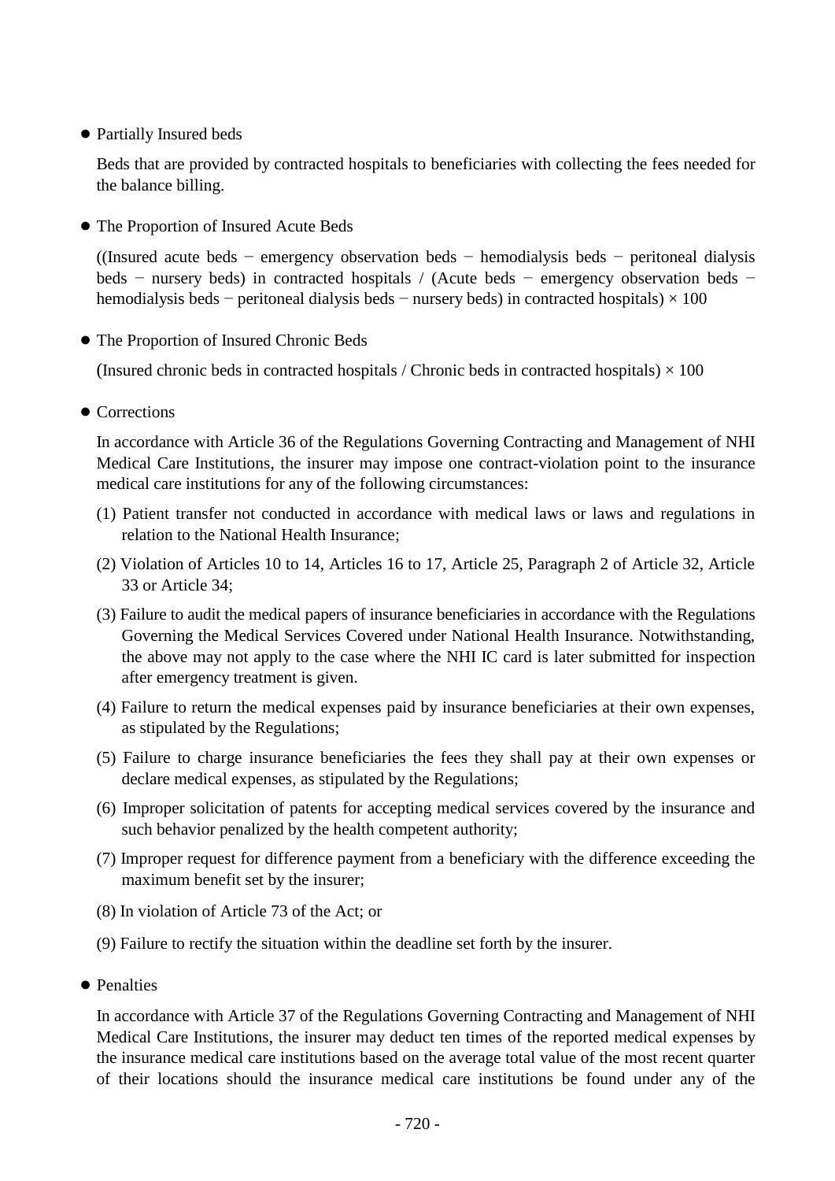- Partially Insured beds

  Beds that are provided by contracted hospitals to beneficiaries with collecting the fees needed for the balance billing.

- The Proportion of Insured Acute Beds

  ((Insured acute beds − emergency observation beds − hemodialysis beds − peritoneal dialysis beds − nursery beds) in contracted hospitals / (Acute beds − emergency observation beds − hemodialysis beds − peritoneal dialysis beds − nursery beds) in contracted hospitals) × 100

- The Proportion of Insured Chronic Beds

  (Insured chronic beds in contracted hospitals / Chronic beds in contracted hospitals) × 100

- Corrections

  In accordance with Article 36 of the Regulations Governing Contracting and Management of NHI Medical Care Institutions, the insurer may impose one contract-violation point to the insurance medical care institutions for any of the following circumstances:

  (1) Patient transfer not conducted in accordance with medical laws or laws and regulations in relation to the National Health Insurance;

  (2) Violation of Articles 10 to 14, Articles 16 to 17, Article 25, Paragraph 2 of Article 32, Article 33 or Article 34;

  (3) Failure to audit the medical papers of insurance beneficiaries in accordance with the Regulations Governing the Medical Services Covered under National Health Insurance. Notwithstanding, the above may not apply to the case where the NHI IC card is later submitted for inspection after emergency treatment is given.

  (4) Failure to return the medical expenses paid by insurance beneficiaries at their own expenses, as stipulated by the Regulations;

  (5) Failure to charge insurance beneficiaries the fees they shall pay at their own expenses or declare medical expenses, as stipulated by the Regulations;

  (6) Improper solicitation of patents for accepting medical services covered by the insurance and such behavior penalized by the health competent authority;

  (7) Improper request for difference payment from a beneficiary with the difference exceeding the maximum benefit set by the insurer;

  (8) In violation of Article 73 of the Act; or

  (9) Failure to rectify the situation within the deadline set forth by the insurer.

- Penalties

  In accordance with Article 37 of the Regulations Governing Contracting and Management of NHI Medical Care Institutions, the insurer may deduct ten times of the reported medical expenses by the insurance medical care institutions based on the average total value of the most recent quarter of their locations should the insurance medical care institutions be found under any of the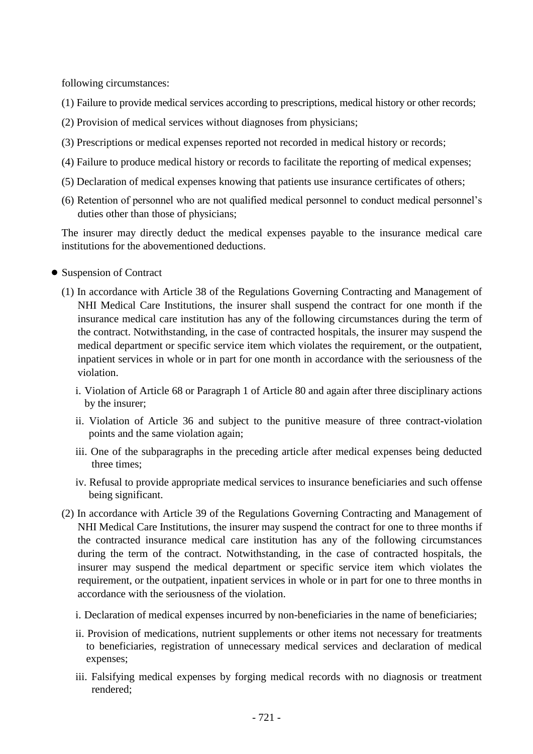following circumstances:

(1) Failure to provide medical services according to prescriptions, medical history or other records;

(2) Provision of medical services without diagnoses from physicians;

(3) Prescriptions or medical expenses reported not recorded in medical history or records;

(4) Failure to produce medical history or records to facilitate the reporting of medical expenses;

(5) Declaration of medical expenses knowing that patients use insurance certificates of others;

(6) Retention of personnel who are not qualified medical personnel to conduct medical personnel's duties other than those of physicians;

The insurer may directly deduct the medical expenses payable to the insurance medical care institutions for the abovementioned deductions.

- Suspension of Contract

(1) In accordance with Article 38 of the Regulations Governing Contracting and Management of NHI Medical Care Institutions, the insurer shall suspend the contract for one month if the insurance medical care institution has any of the following circumstances during the term of the contract. Notwithstanding, in the case of contracted hospitals, the insurer may suspend the medical department or specific service item which violates the requirement, or the outpatient, inpatient services in whole or in part for one month in accordance with the seriousness of the violation.

i. Violation of Article 68 or Paragraph 1 of Article 80 and again after three disciplinary actions by the insurer;

ii. Violation of Article 36 and subject to the punitive measure of three contract-violation points and the same violation again;

iii. One of the subparagraphs in the preceding article after medical expenses being deducted three times;

iv. Refusal to provide appropriate medical services to insurance beneficiaries and such offense being significant.

(2) In accordance with Article 39 of the Regulations Governing Contracting and Management of NHI Medical Care Institutions, the insurer may suspend the contract for one to three months if the contracted insurance medical care institution has any of the following circumstances during the term of the contract. Notwithstanding, in the case of contracted hospitals, the insurer may suspend the medical department or specific service item which violates the requirement, or the outpatient, inpatient services in whole or in part for one to three months in accordance with the seriousness of the violation.

i. Declaration of medical expenses incurred by non-beneficiaries in the name of beneficiaries;

ii. Provision of medications, nutrient supplements or other items not necessary for treatments to beneficiaries, registration of unnecessary medical services and declaration of medical expenses;

iii. Falsifying medical expenses by forging medical records with no diagnosis or treatment rendered;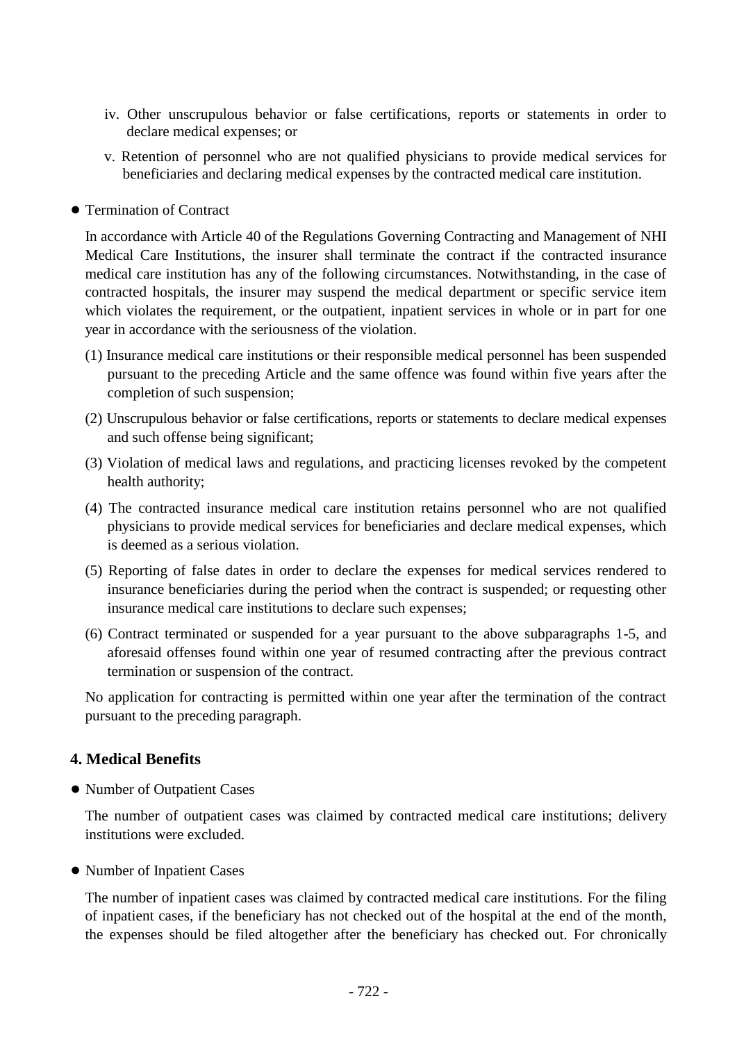iv. Other unscrupulous behavior or false certifications, reports or statements in order to declare medical expenses; or

v. Retention of personnel who are not qualified physicians to provide medical services for beneficiaries and declaring medical expenses by the contracted medical care institution.

- Termination of Contract

In accordance with Article 40 of the Regulations Governing Contracting and Management of NHI Medical Care Institutions, the insurer shall terminate the contract if the contracted insurance medical care institution has any of the following circumstances. Notwithstanding, in the case of contracted hospitals, the insurer may suspend the medical department or specific service item which violates the requirement, or the outpatient, inpatient services in whole or in part for one year in accordance with the seriousness of the violation.

(1) Insurance medical care institutions or their responsible medical personnel has been suspended pursuant to the preceding Article and the same offence was found within five years after the completion of such suspension;

(2) Unscrupulous behavior or false certifications, reports or statements to declare medical expenses and such offense being significant;

(3) Violation of medical laws and regulations, and practicing licenses revoked by the competent health authority;

(4) The contracted insurance medical care institution retains personnel who are not qualified physicians to provide medical services for beneficiaries and declare medical expenses, which is deemed as a serious violation.

(5) Reporting of false dates in order to declare the expenses for medical services rendered to insurance beneficiaries during the period when the contract is suspended; or requesting other insurance medical care institutions to declare such expenses;

(6) Contract terminated or suspended for a year pursuant to the above subparagraphs 1-5, and aforesaid offenses found within one year of resumed contracting after the previous contract termination or suspension of the contract.

No application for contracting is permitted within one year after the termination of the contract pursuant to the preceding paragraph.

## 4. Medical Benefits

- Number of Outpatient Cases

The number of outpatient cases was claimed by contracted medical care institutions; delivery institutions were excluded.

- Number of Inpatient Cases

The number of inpatient cases was claimed by contracted medical care institutions. For the filing of inpatient cases, if the beneficiary has not checked out of the hospital at the end of the month, the expenses should be filed altogether after the beneficiary has checked out. For chronically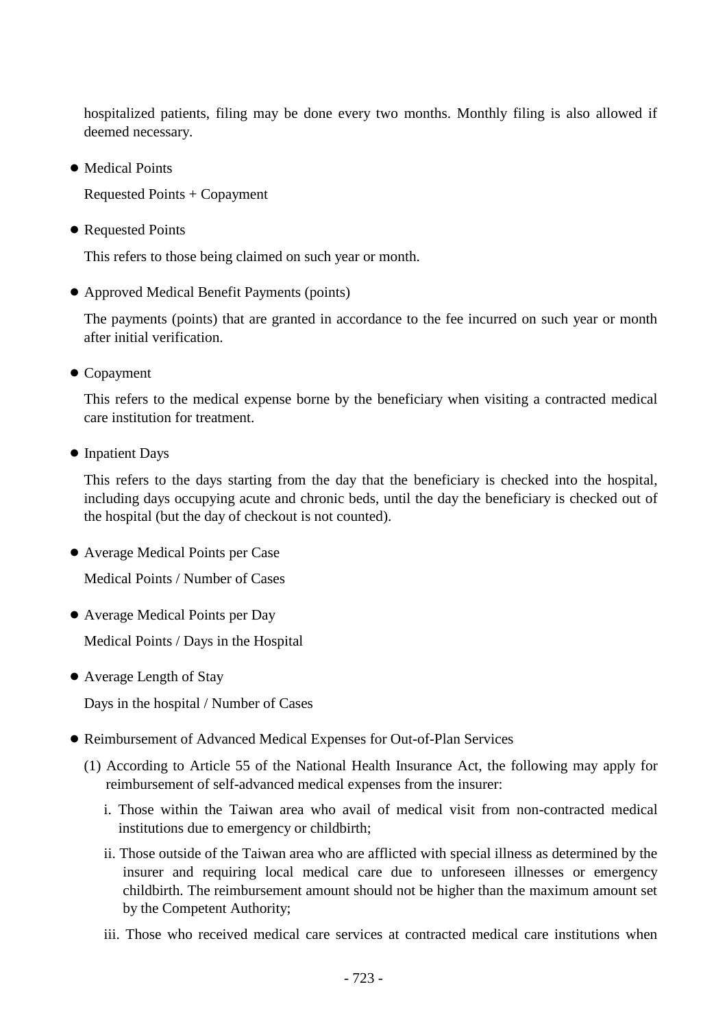hospitalized patients, filing may be done every two months. Monthly filing is also allowed if deemed necessary.

- Medical Points

  Requested Points + Copayment

- Requested Points

  This refers to those being claimed on such year or month.

- Approved Medical Benefit Payments (points)

  The payments (points) that are granted in accordance to the fee incurred on such year or month after initial verification.

- Copayment

  This refers to the medical expense borne by the beneficiary when visiting a contracted medical care institution for treatment.

- Inpatient Days

  This refers to the days starting from the day that the beneficiary is checked into the hospital, including days occupying acute and chronic beds, until the day the beneficiary is checked out of the hospital (but the day of checkout is not counted).

- Average Medical Points per Case

  Medical Points / Number of Cases

- Average Medical Points per Day

  Medical Points / Days in the Hospital

- Average Length of Stay

  Days in the hospital / Number of Cases

- Reimbursement of Advanced Medical Expenses for Out-of-Plan Services

  (1) According to Article 55 of the National Health Insurance Act, the following may apply for reimbursement of self-advanced medical expenses from the insurer:

  i. Those within the Taiwan area who avail of medical visit from non-contracted medical institutions due to emergency or childbirth;

  ii. Those outside of the Taiwan area who are afflicted with special illness as determined by the insurer and requiring local medical care due to unforeseen illnesses or emergency childbirth. The reimbursement amount should not be higher than the maximum amount set by the Competent Authority;

  iii. Those who received medical care services at contracted medical care institutions when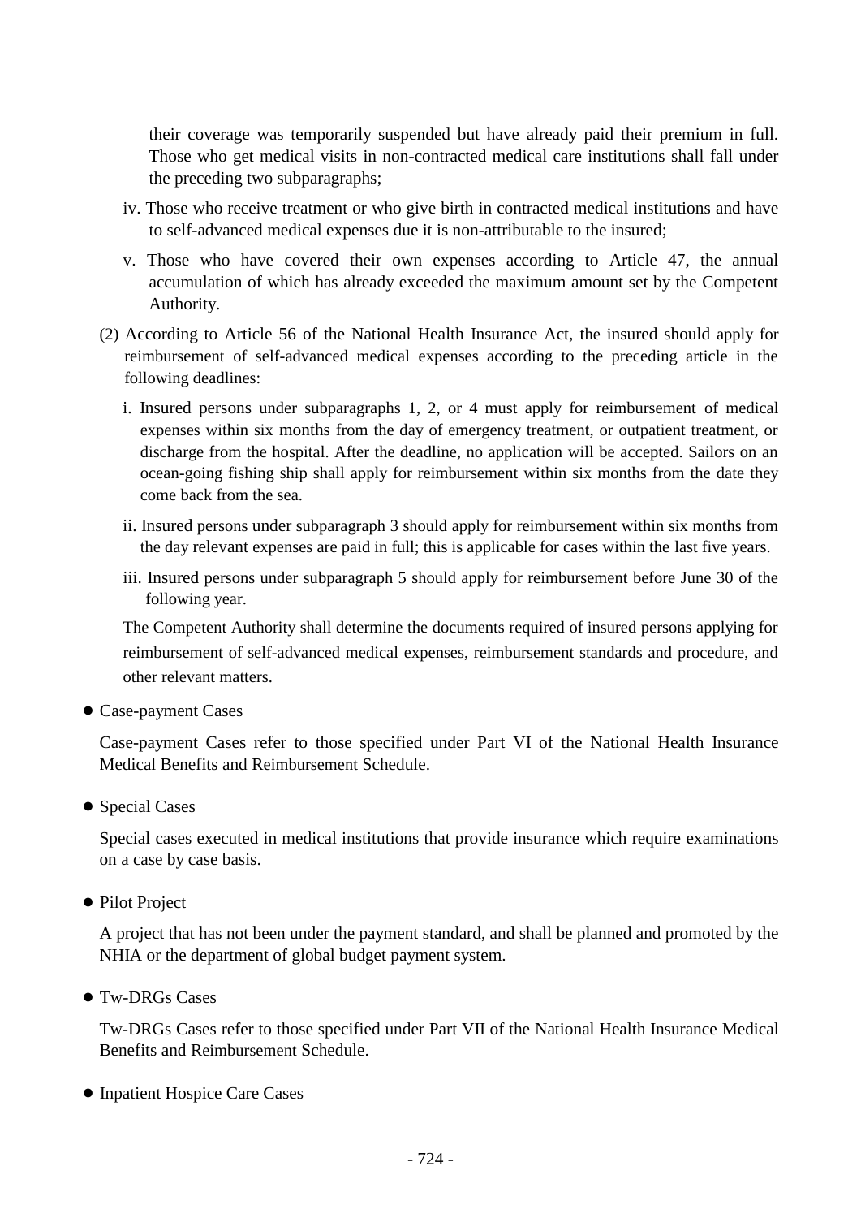their coverage was temporarily suspended but have already paid their premium in full. Those who get medical visits in non-contracted medical care institutions shall fall under the preceding two subparagraphs;

iv. Those who receive treatment or who give birth in contracted medical institutions and have to self-advanced medical expenses due it is non-attributable to the insured;

v. Those who have covered their own expenses according to Article 47, the annual accumulation of which has already exceeded the maximum amount set by the Competent Authority.

(2) According to Article 56 of the National Health Insurance Act, the insured should apply for reimbursement of self-advanced medical expenses according to the preceding article in the following deadlines:

i. Insured persons under subparagraphs 1, 2, or 4 must apply for reimbursement of medical expenses within six months from the day of emergency treatment, or outpatient treatment, or discharge from the hospital. After the deadline, no application will be accepted. Sailors on an ocean-going fishing ship shall apply for reimbursement within six months from the date they come back from the sea.

ii. Insured persons under subparagraph 3 should apply for reimbursement within six months from the day relevant expenses are paid in full; this is applicable for cases within the last five years.

iii. Insured persons under subparagraph 5 should apply for reimbursement before June 30 of the following year.

The Competent Authority shall determine the documents required of insured persons applying for reimbursement of self-advanced medical expenses, reimbursement standards and procedure, and other relevant matters.

- Case-payment Cases

Case-payment Cases refer to those specified under Part VI of the National Health Insurance Medical Benefits and Reimbursement Schedule.

- Special Cases

Special cases executed in medical institutions that provide insurance which require examinations on a case by case basis.

- Pilot Project

A project that has not been under the payment standard, and shall be planned and promoted by the NHIA or the department of global budget payment system.

- Tw-DRGs Cases

Tw-DRGs Cases refer to those specified under Part VII of the National Health Insurance Medical Benefits and Reimbursement Schedule.

- Inpatient Hospice Care Cases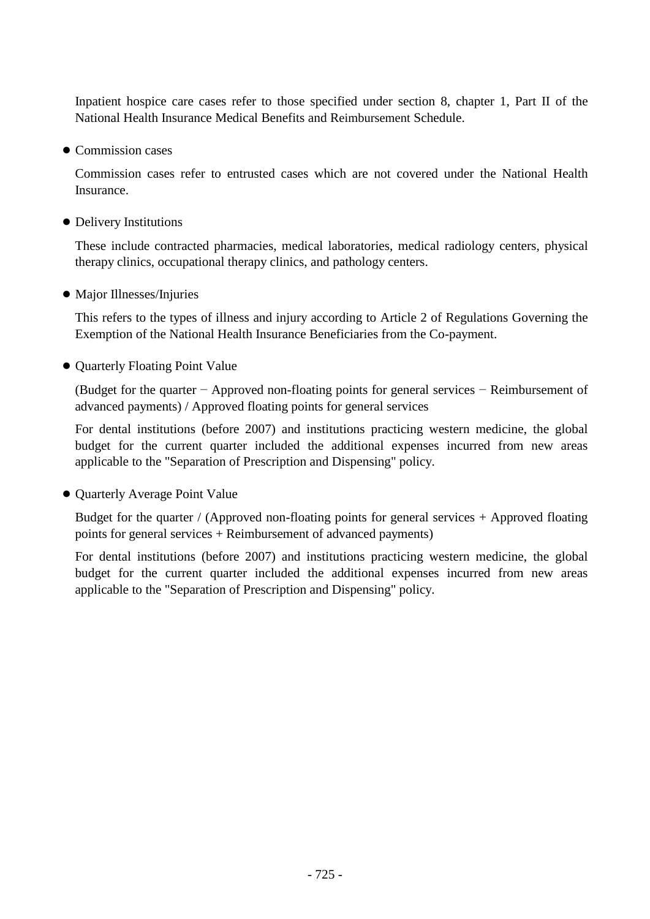Inpatient hospice care cases refer to those specified under section 8, chapter 1, Part II of the National Health Insurance Medical Benefits and Reimbursement Schedule.

- Commission cases

  Commission cases refer to entrusted cases which are not covered under the National Health Insurance.

- Delivery Institutions

  These include contracted pharmacies, medical laboratories, medical radiology centers, physical therapy clinics, occupational therapy clinics, and pathology centers.

- Major Illnesses/Injuries

  This refers to the types of illness and injury according to Article 2 of Regulations Governing the Exemption of the National Health Insurance Beneficiaries from the Co-payment.

- Quarterly Floating Point Value

  (Budget for the quarter − Approved non-floating points for general services − Reimbursement of advanced payments) / Approved floating points for general services

  For dental institutions (before 2007) and institutions practicing western medicine, the global budget for the current quarter included the additional expenses incurred from new areas applicable to the "Separation of Prescription and Dispensing" policy.

- Quarterly Average Point Value

  Budget for the quarter / (Approved non-floating points for general services + Approved floating points for general services + Reimbursement of advanced payments)

  For dental institutions (before 2007) and institutions practicing western medicine, the global budget for the current quarter included the additional expenses incurred from new areas applicable to the "Separation of Prescription and Dispensing" policy.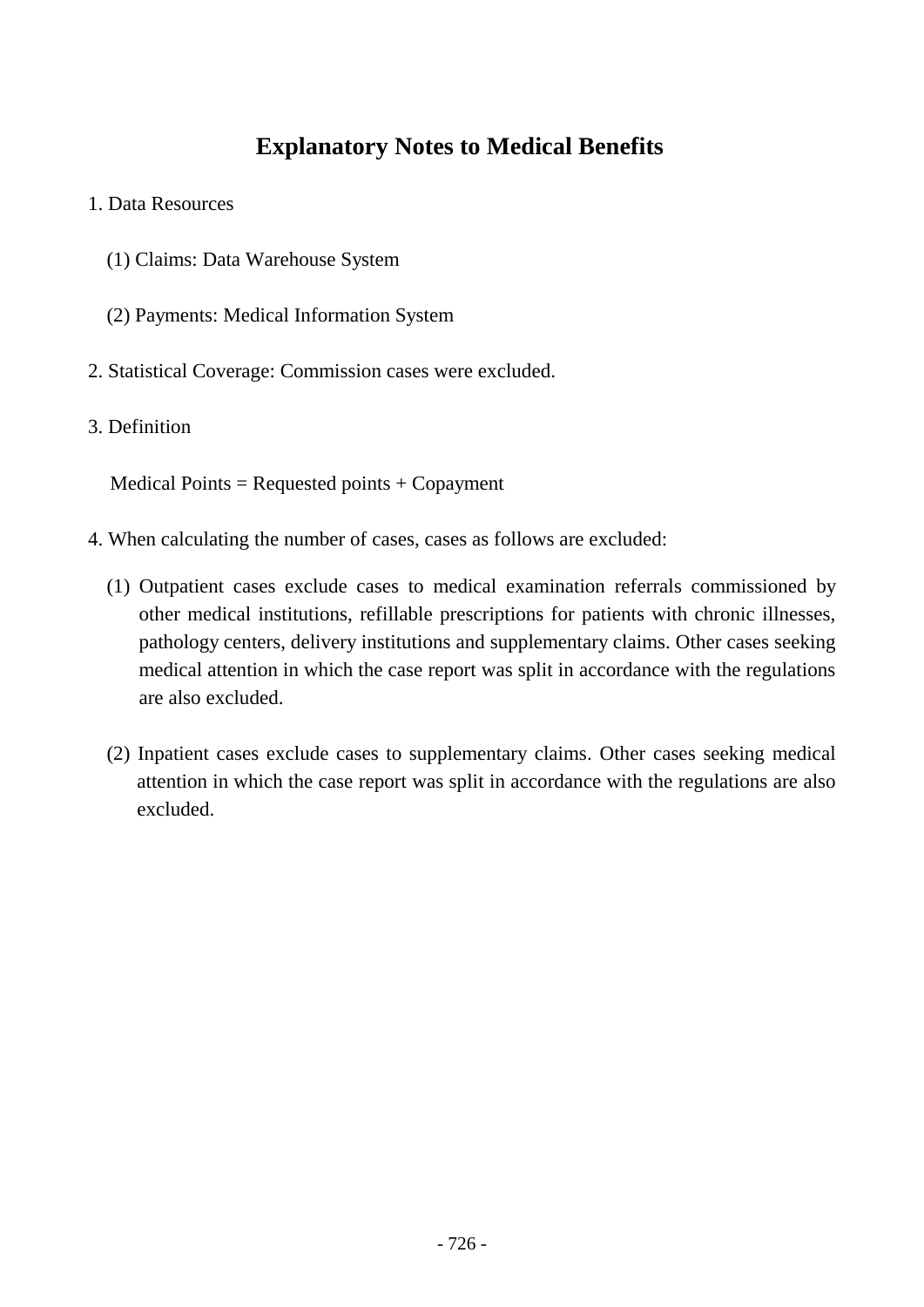# Explanatory Notes to Medical Benefits

1. Data Resources

   (1) Claims: Data Warehouse System

   (2) Payments: Medical Information System

2. Statistical Coverage: Commission cases were excluded.

3. Definition

   Medical Points = Requested points + Copayment

4. When calculating the number of cases, cases as follows are excluded:

   (1) Outpatient cases exclude cases to medical examination referrals commissioned by other medical institutions, refillable prescriptions for patients with chronic illnesses, pathology centers, delivery institutions and supplementary claims. Other cases seeking medical attention in which the case report was split in accordance with the regulations are also excluded.

   (2) Inpatient cases exclude cases to supplementary claims. Other cases seeking medical attention in which the case report was split in accordance with the regulations are also excluded.